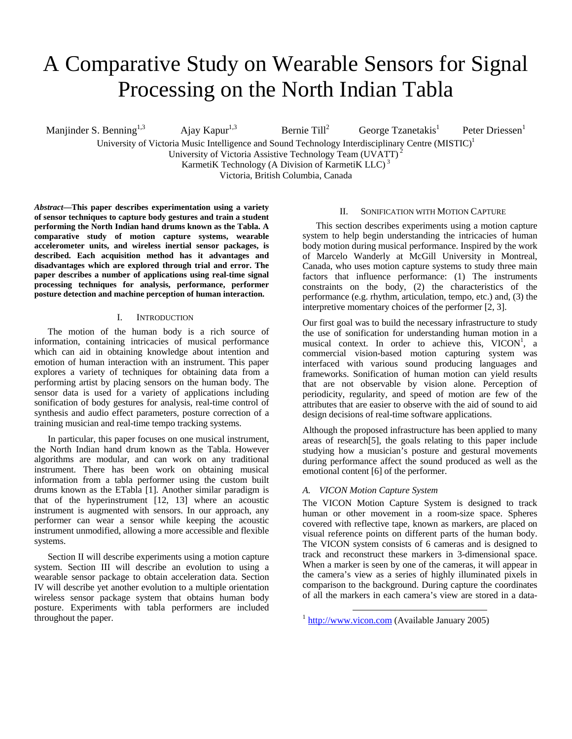# A Comparative Study on Wearable Sensors for Signal Processing on the North Indian Tabla

Manjinder S. Benning[1,3] Ajay Kapur[1,3] Bernie Till[2] George Tzanetakis[1] Peter Driessen[1]

University of Victoria Music Intelligence and Sound Technology Interdisciplinary Centre (MISTIC)[1]
University of Victoria Assistive Technology Team (UVATT)[2]
KarmetiK Technology (A Division of KarmetiK LLC)[3]
Victoria, British Columbia, Canada

***Abstract*—This paper describes experimentation using a variety of sensor techniques to capture body gestures and train a student performing the North Indian hand drums known as the Tabla. A comparative study of motion capture systems, wearable accelerometer units, and wireless inertial sensor packages, is described. Each acquisition method has it advantages and disadvantages which are explored through trial and error. The paper describes a number of applications using real-time signal processing techniques for analysis, performance, performer posture detection and machine perception of human interaction.**

## I. Introduction

The motion of the human body is a rich source of information, containing intricacies of musical performance which can aid in obtaining knowledge about intention and emotion of human interaction with an instrument. This paper explores a variety of techniques for obtaining data from a performing artist by placing sensors on the human body. The sensor data is used for a variety of applications including sonification of body gestures for analysis, real-time control of synthesis and audio effect parameters, posture correction of a training musician and real-time tempo tracking systems.

In particular, this paper focuses on one musical instrument, the North Indian hand drum known as the Tabla. However algorithms are modular, and can work on any traditional instrument. There has been work on obtaining musical information from a tabla performer using the custom built drums known as the ETabla [1]. Another similar paradigm is that of the hyperinstrument [12, 13] where an acoustic instrument is augmented with sensors. In our approach, any performer can wear a sensor while keeping the acoustic instrument unmodified, allowing a more accessible and flexible systems.

Section II will describe experiments using a motion capture system. Section III will describe an evolution to using a wearable sensor package to obtain acceleration data. Section IV will describe yet another evolution to a multiple orientation wireless sensor package system that obtains human body posture. Experiments with tabla performers are included throughout the paper.

## II. Sonification with Motion Capture

This section describes experiments using a motion capture system to help begin understanding the intricacies of human body motion during musical performance. Inspired by the work of Marcelo Wanderly at McGill University in Montreal, Canada, who uses motion capture systems to study three main factors that influence performance: (1) The instruments constraints on the body, (2) the characteristics of the performance (e.g. rhythm, articulation, tempo, etc.) and, (3) the interpretive momentary choices of the performer [2, 3].

Our first goal was to build the necessary infrastructure to study the use of sonification for understanding human motion in a musical context. In order to achieve this, VICON[1], a commercial vision-based motion capturing system was interfaced with various sound producing languages and frameworks. Sonification of human motion can yield results that are not observable by vision alone. Perception of periodicity, regularity, and speed of motion are few of the attributes that are easier to observe with the aid of sound to aid design decisions of real-time software applications.

Although the proposed infrastructure has been applied to many areas of research[5], the goals relating to this paper include studying how a musician's posture and gestural movements during performance affect the sound produced as well as the emotional content [6] of the performer.

### *A. VICON Motion Capture System*

The VICON Motion Capture System is designed to track human or other movement in a room-size space. Spheres covered with reflective tape, known as markers, are placed on visual reference points on different parts of the human body. The VICON system consists of 6 cameras and is designed to track and reconstruct these markers in 3-dimensional space. When a marker is seen by one of the cameras, it will appear in the camera's view as a series of highly illuminated pixels in comparison to the background. During capture the coordinates of all the markers in each camera's view are stored in a data-

[1] http://www.vicon.com (Available January 2005)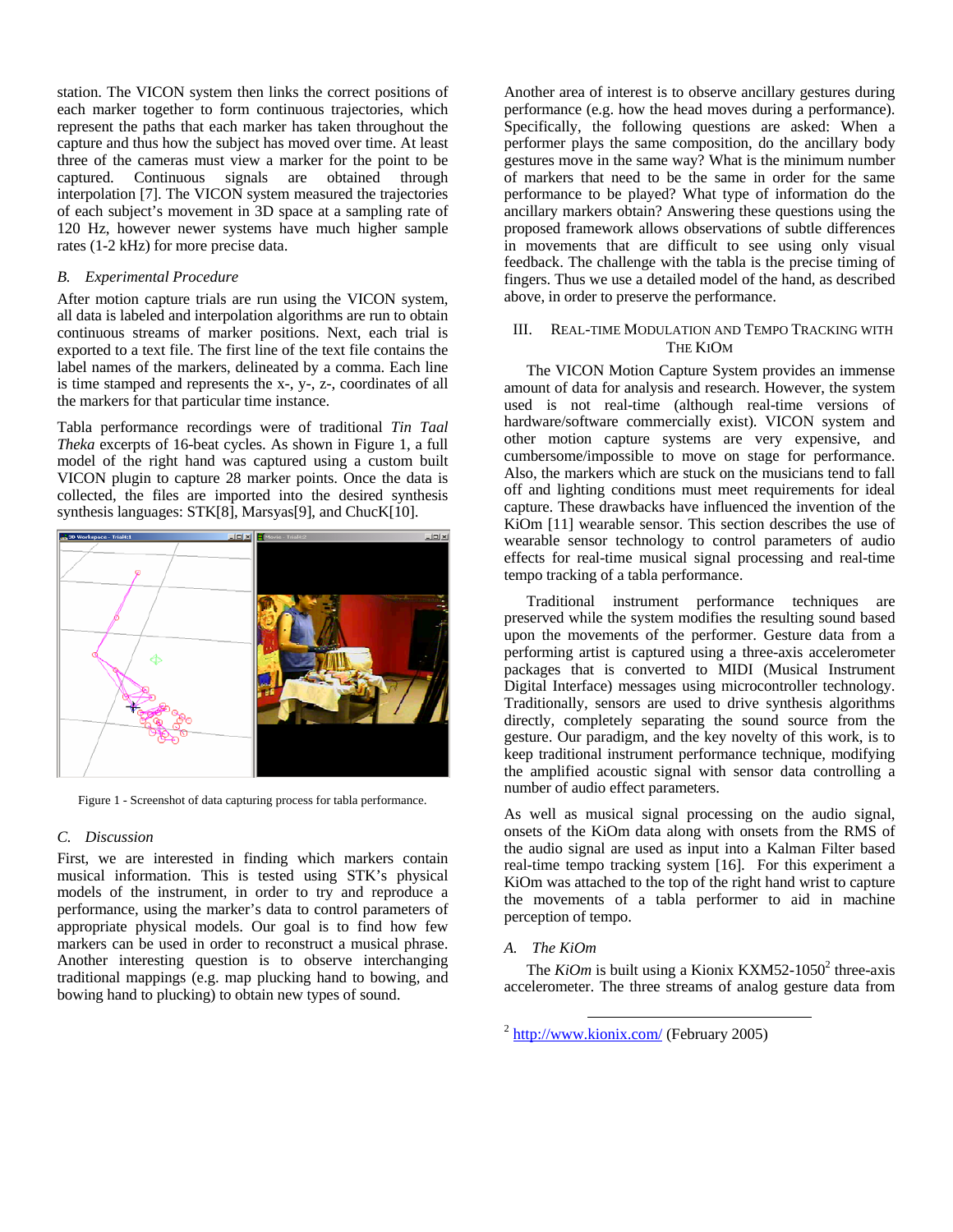station. The VICON system then links the correct positions of each marker together to form continuous trajectories, which represent the paths that each marker has taken throughout the capture and thus how the subject has moved over time. At least three of the cameras must view a marker for the point to be captured. Continuous signals are obtained through interpolation [7]. The VICON system measured the trajectories of each subject's movement in 3D space at a sampling rate of 120 Hz, however newer systems have much higher sample rates (1-2 kHz) for more precise data.

### B. Experimental Procedure

After motion capture trials are run using the VICON system, all data is labeled and interpolation algorithms are run to obtain continuous streams of marker positions. Next, each trial is exported to a text file. The first line of the text file contains the label names of the markers, delineated by a comma. Each line is time stamped and represents the x-, y-, z-, coordinates of all the markers for that particular time instance.

Tabla performance recordings were of traditional *Tin Taal Theka* excerpts of 16-beat cycles. As shown in Figure 1, a full model of the right hand was captured using a custom built VICON plugin to capture 28 marker points. Once the data is collected, the files are imported into the desired synthesis synthesis languages: STK[8], Marsyas[9], and ChucK[10].

Figure 1 - Screenshot of data capturing process for tabla performance.

### C. Discussion

First, we are interested in finding which markers contain musical information. This is tested using STK's physical models of the instrument, in order to try and reproduce a performance, using the marker's data to control parameters of appropriate physical models. Our goal is to find how few markers can be used in order to reconstruct a musical phrase. Another interesting question is to observe interchanging traditional mappings (e.g. map plucking hand to bowing, and bowing hand to plucking) to obtain new types of sound.

Another area of interest is to observe ancillary gestures during performance (e.g. how the head moves during a performance). Specifically, the following questions are asked: When a performer plays the same composition, do the ancillary body gestures move in the same way? What is the minimum number of markers that need to be the same in order for the same performance to be played? What type of information do the ancillary markers obtain? Answering these questions using the proposed framework allows observations of subtle differences in movements that are difficult to see using only visual feedback. The challenge with the tabla is the precise timing of fingers. Thus we use a detailed model of the hand, as described above, in order to preserve the performance.

## III. Real-Time Modulation and Tempo Tracking with the KiOm

The VICON Motion Capture System provides an immense amount of data for analysis and research. However, the system used is not real-time (although real-time versions of hardware/software commercially exist). VICON system and other motion capture systems are very expensive, and cumbersome/impossible to move on stage for performance. Also, the markers which are stuck on the musicians tend to fall off and lighting conditions must meet requirements for ideal capture. These drawbacks have influenced the invention of the KiOm [11] wearable sensor. This section describes the use of wearable sensor technology to control parameters of audio effects for real-time musical signal processing and real-time tempo tracking of a tabla performance.

Traditional instrument performance techniques are preserved while the system modifies the resulting sound based upon the movements of the performer. Gesture data from a performing artist is captured using a three-axis accelerometer packages that is converted to MIDI (Musical Instrument Digital Interface) messages using microcontroller technology. Traditionally, sensors are used to drive synthesis algorithms directly, completely separating the sound source from the gesture. Our paradigm, and the key novelty of this work, is to keep traditional instrument performance technique, modifying the amplified acoustic signal with sensor data controlling a number of audio effect parameters.

As well as musical signal processing on the audio signal, onsets of the KiOm data along with onsets from the RMS of the audio signal are used as input into a Kalman Filter based real-time tempo tracking system [16]. For this experiment a KiOm was attached to the top of the right hand wrist to capture the movements of a tabla performer to aid in machine perception of tempo.

### A. The KiOm

The *KiOm* is built using a Kionix KXM52-1050[2] three-axis accelerometer. The three streams of analog gesture data from

[2] http://www.kionix.com/ (February 2005)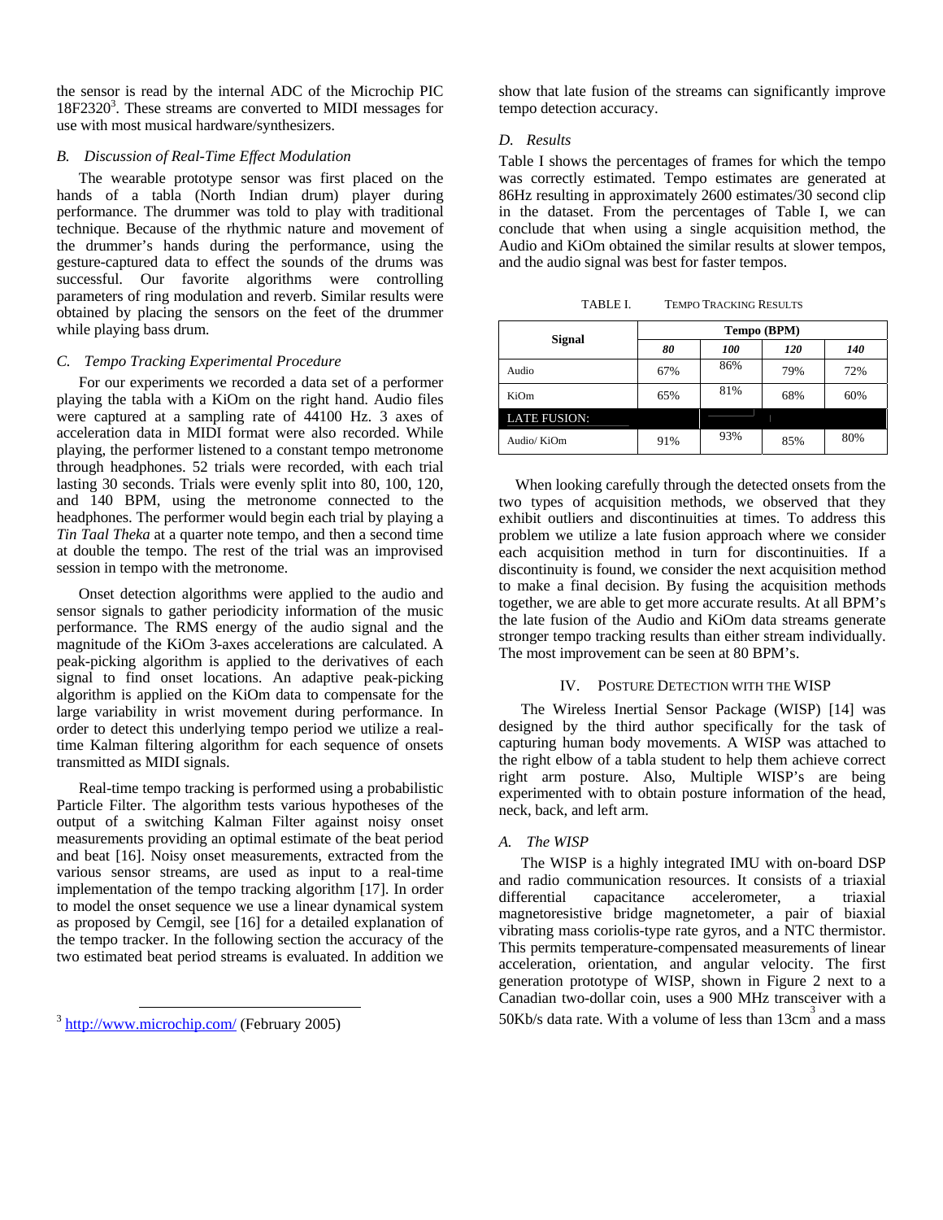the sensor is read by the internal ADC of the Microchip PIC 18F2320[3]. These streams are converted to MIDI messages for use with most musical hardware/synthesizers.

### *B. Discussion of Real-Time Effect Modulation*

The wearable prototype sensor was first placed on the hands of a tabla (North Indian drum) player during performance. The drummer was told to play with traditional technique. Because of the rhythmic nature and movement of the drummer's hands during the performance, using the gesture-captured data to effect the sounds of the drums was successful. Our favorite algorithms were controlling parameters of ring modulation and reverb. Similar results were obtained by placing the sensors on the feet of the drummer while playing bass drum.

### *C. Tempo Tracking Experimental Procedure*

For our experiments we recorded a data set of a performer playing the tabla with a KiOm on the right hand. Audio files were captured at a sampling rate of 44100 Hz. 3 axes of acceleration data in MIDI format were also recorded. While playing, the performer listened to a constant tempo metronome through headphones. 52 trials were recorded, with each trial lasting 30 seconds. Trials were evenly split into 80, 100, 120, and 140 BPM, using the metronome connected to the headphones. The performer would begin each trial by playing a *Tin Taal Theka* at a quarter note tempo, and then a second time at double the tempo. The rest of the trial was an improvised session in tempo with the metronome.

Onset detection algorithms were applied to the audio and sensor signals to gather periodicity information of the music performance. The RMS energy of the audio signal and the magnitude of the KiOm 3-axes accelerations are calculated. A peak-picking algorithm is applied to the derivatives of each signal to find onset locations. An adaptive peak-picking algorithm is applied on the KiOm data to compensate for the large variability in wrist movement during performance. In order to detect this underlying tempo period we utilize a real-time Kalman filtering algorithm for each sequence of onsets transmitted as MIDI signals.

Real-time tempo tracking is performed using a probabilistic Particle Filter. The algorithm tests various hypotheses of the output of a switching Kalman Filter against noisy onset measurements providing an optimal estimate of the beat period and beat [16]. Noisy onset measurements, extracted from the various sensor streams, are used as input to a real-time implementation of the tempo tracking algorithm [17]. In order to model the onset sequence we use a linear dynamical system as proposed by Cemgil, see [16] for a detailed explanation of the tempo tracker. In the following section the accuracy of the two estimated beat period streams is evaluated. In addition we show that late fusion of the streams can significantly improve tempo detection accuracy.

### *D. Results*

Table I shows the percentages of frames for which the tempo was correctly estimated. Tempo estimates are generated at 86Hz resulting in approximately 2600 estimates/30 second clip in the dataset. From the percentages of Table I, we can conclude that when using a single acquisition method, the Audio and KiOm obtained the similar results at slower tempos, and the audio signal was best for faster tempos.

TABLE I. TEMPO TRACKING RESULTS

| Signal | Tempo (BPM) | | | |
|---|---|---|---|---|
| | *80* | *100* | *120* | *140* |
| Audio | 67% | 86% | 79% | 72% |
| KiOm | 65% | 81% | 68% | 60% |
| LATE FUSION: | | | | |
| Audio/ KiOm | 91% | 93% | 85% | 80% |

When looking carefully through the detected onsets from the two types of acquisition methods, we observed that they exhibit outliers and discontinuities at times. To address this problem we utilize a late fusion approach where we consider each acquisition method in turn for discontinuities. If a discontinuity is found, we consider the next acquisition method to make a final decision. By fusing the acquisition methods together, we are able to get more accurate results. At all BPM's the late fusion of the Audio and KiOm data streams generate stronger tempo tracking results than either stream individually. The most improvement can be seen at 80 BPM's.

## IV. Posture Detection with the WISP

The Wireless Inertial Sensor Package (WISP) [14] was designed by the third author specifically for the task of capturing human body movements. A WISP was attached to the right elbow of a tabla student to help them achieve correct right arm posture. Also, Multiple WISP's are being experimented with to obtain posture information of the head, neck, back, and left arm.

### *A. The WISP*

The WISP is a highly integrated IMU with on-board DSP and radio communication resources. It consists of a triaxial differential capacitance accelerometer, a triaxial magnetoresistive bridge magnetometer, a pair of biaxial vibrating mass coriolis-type rate gyros, and a NTC thermistor. This permits temperature-compensated measurements of linear acceleration, orientation, and angular velocity. The first generation prototype of WISP, shown in Figure 2 next to a Canadian two-dollar coin, uses a 900 MHz transceiver with a 50Kb/s data rate. With a volume of less than 13cm$^3$ and a mass

[3] http://www.microchip.com/ (February 2005)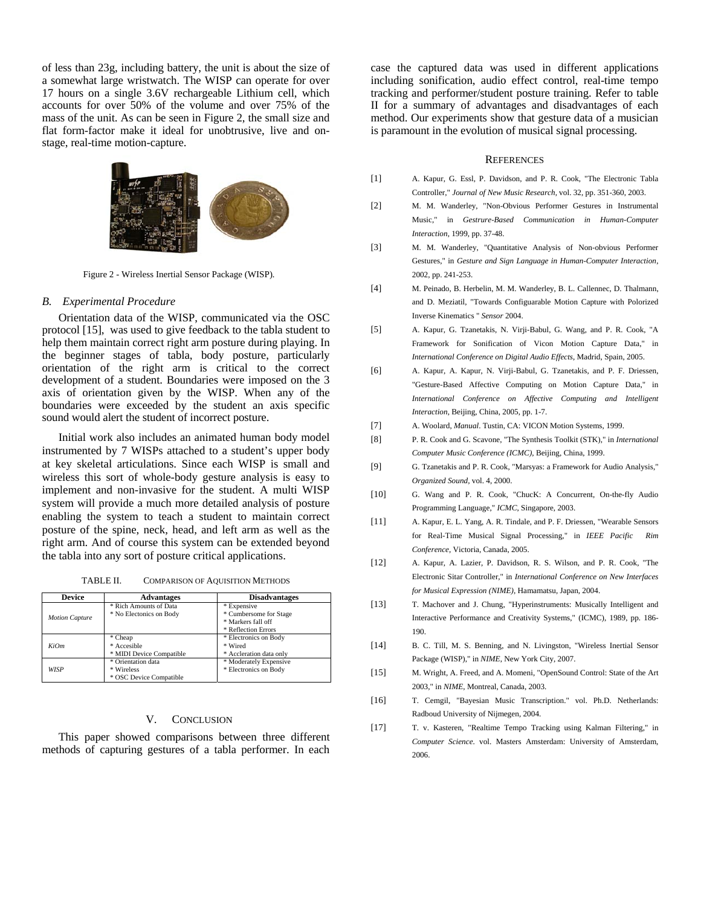of less than 23g, including battery, the unit is about the size of a somewhat large wristwatch. The WISP can operate for over 17 hours on a single 3.6V rechargeable Lithium cell, which accounts for over 50% of the volume and over 75% of the mass of the unit. As can be seen in Figure 2, the small size and flat form-factor make it ideal for unobtrusive, live and on-stage, real-time motion-capture.

Figure 2 - Wireless Inertial Sensor Package (WISP).

### *B. Experimental Procedure*

Orientation data of the WISP, communicated via the OSC protocol [15], was used to give feedback to the tabla student to help them maintain correct right arm posture during playing. In the beginner stages of tabla, body posture, particularly orientation of the right arm is critical to the correct development of a student. Boundaries were imposed on the 3 axis of orientation given by the WISP. When any of the boundaries were exceeded by the student an axis specific sound would alert the student of incorrect posture.

Initial work also includes an animated human body model instrumented by 7 WISPs attached to a student's upper body at key skeletal articulations. Since each WISP is small and wireless this sort of whole-body gesture analysis is easy to implement and non-invasive for the student. A multi WISP system will provide a much more detailed analysis of posture enabling the system to teach a student to maintain correct posture of the spine, neck, head, and left arm as well as the right arm. And of course this system can be extended beyond the tabla into any sort of posture critical applications.

TABLE II. COMPARISON OF AQUISITION METHODS

| Device | Advantages | Disadvantages |
|---|---|---|
| *Motion Capture* | * Rich Amounts of Data<br>* No Electonics on Body | * Expensive<br>* Cumbersome for Stage<br>* Markers fall off<br>* Reflection Errors |
| *KiOm* | * Cheap<br>* Accesible<br>* MIDI Device Compatible | * Electronics on Body<br>* Wired<br>* Accleration data only |
| *WISP* | * Orientation data<br>* Wireless<br>* OSC Device Compatible | * Moderately Expensive<br>* Electronics on Body |

## V. CONCLUSION

This paper showed comparisons between three different methods of capturing gestures of a tabla performer. In each case the captured data was used in different applications including sonification, audio effect control, real-time tempo tracking and performer/student posture training. Refer to table II for a summary of advantages and disadvantages of each method. Our experiments show that gesture data of a musician is paramount in the evolution of musical signal processing.

## REFERENCES

[1] A. Kapur, G. Essl, P. Davidson, and P. R. Cook, "The Electronic Tabla Controller," *Journal of New Music Research*, vol. 32, pp. 351-360, 2003.

[2] M. M. Wanderley, "Non-Obvious Performer Gestures in Instrumental Music," in *Gestrure-Based Communication in Human-Computer Interaction*, 1999, pp. 37-48.

[3] M. M. Wanderley, "Quantitative Analysis of Non-obvious Performer Gestures," in *Gesture and Sign Language in Human-Computer Interaction*, 2002, pp. 241-253.

[4] M. Peinado, B. Herbelin, M. M. Wanderley, B. L. Callennec, D. Thalmann, and D. Meziatil, "Towards Configuarable Motion Capture with Polorized Inverse Kinematics " *Sensor* 2004.

[5] A. Kapur, G. Tzanetakis, N. Virji-Babul, G. Wang, and P. R. Cook, "A Framework for Sonification of Vicon Motion Capture Data," in *International Conference on Digital Audio Effects*, Madrid, Spain, 2005.

[6] A. Kapur, A. Kapur, N. Virji-Babul, G. Tzanetakis, and P. F. Driessen, "Gesture-Based Affective Computing on Motion Capture Data," in *International Conference on Affective Computing and Intelligent Interaction*, Beijing, China, 2005, pp. 1-7.

[7] A. Woolard, *Manual*. Tustin, CA: VICON Motion Systems, 1999.

[8] P. R. Cook and G. Scavone, "The Synthesis Toolkit (STK)," in *International Computer Music Conference (ICMC)*, Beijing, China, 1999.

[9] G. Tzanetakis and P. R. Cook, "Marsyas: a Framework for Audio Analysis," *Organized Sound*, vol. 4, 2000.

[10] G. Wang and P. R. Cook, "ChucK: A Concurrent, On-the-fly Audio Programming Language," *ICMC*, Singapore, 2003.

[11] A. Kapur, E. L. Yang, A. R. Tindale, and P. F. Driessen, "Wearable Sensors for Real-Time Musical Signal Processing," in *IEEE Pacific Rim Conference*, Victoria, Canada, 2005.

[12] A. Kapur, A. Lazier, P. Davidson, R. S. Wilson, and P. R. Cook, "The Electronic Sitar Controller," in *International Conference on New Interfaces for Musical Expression (NIME)*, Hamamatsu, Japan, 2004.

[13] T. Machover and J. Chung, "Hyperinstruments: Musically Intelligent and Interactive Performance and Creativity Systems," (ICMC), 1989, pp. 186-190.

[14] B. C. Till, M. S. Benning, and N. Livingston, "Wireless Inertial Sensor Package (WISP)," in *NIME*, New York City, 2007.

[15] M. Wright, A. Freed, and A. Momeni, "OpenSound Control: State of the Art 2003," in *NIME*, Montreal, Canada, 2003.

[16] T. Cemgil, "Bayesian Music Transcription." vol. Ph.D. Netherlands: Radboud University of Nijmegen, 2004.

[17] T. v. Kasteren, "Realtime Tempo Tracking using Kalman Filtering," in *Computer Science*. vol. Masters Amsterdam: University of Amsterdam, 2006.